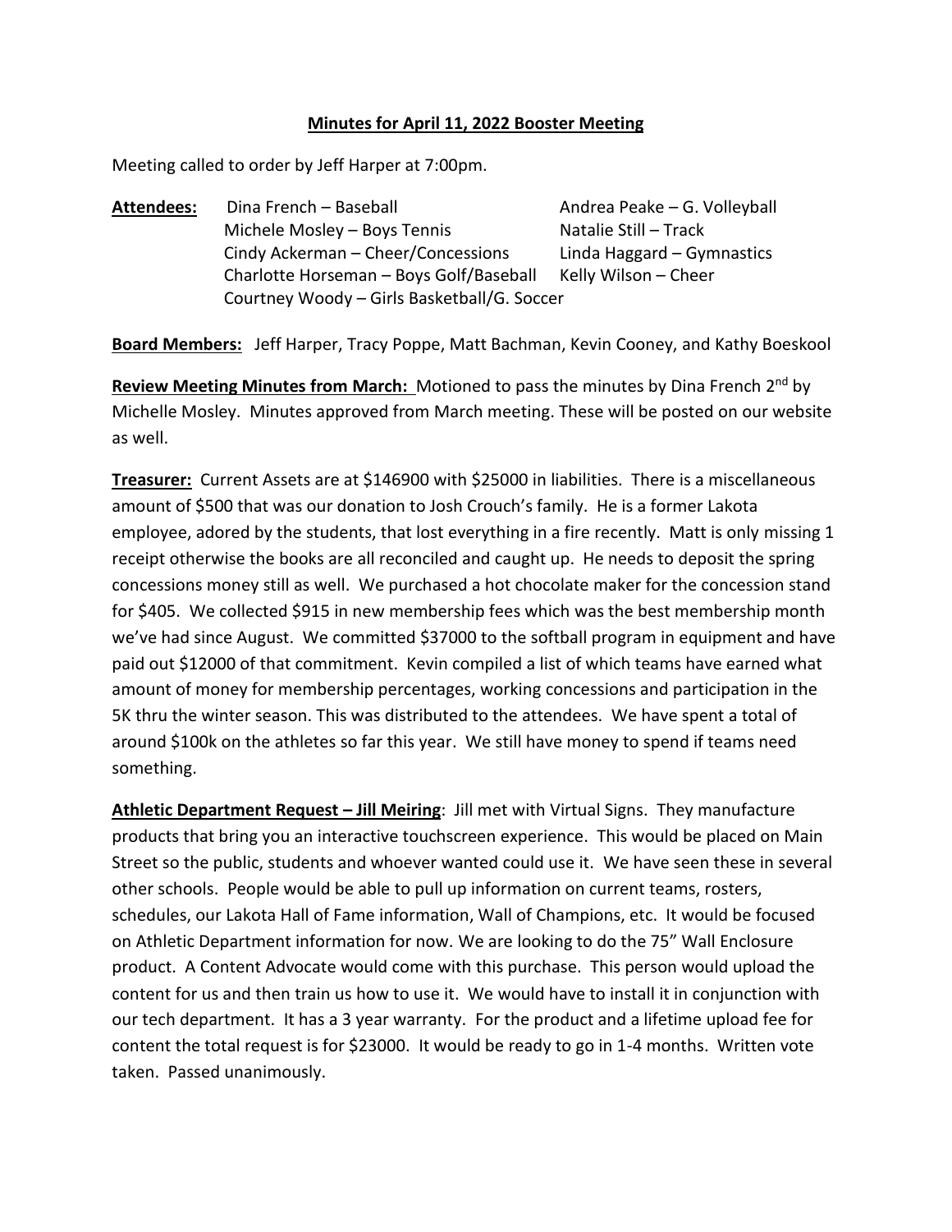**Minutes for April 11, 2022 Booster Meeting**

Meeting called to order by Jeff Harper at 7:00pm.

**Attendees:**

- Dina French – Baseball
- Michele Mosley – Boys Tennis
- Cindy Ackerman – Cheer/Concessions
- Charlotte Horseman – Boys Golf/Baseball
- Courtney Woody – Girls Basketball/G. Soccer
- Andrea Peake – G. Volleyball
- Natalie Still – Track
- Linda Haggard – Gymnastics
- Kelly Wilson – Cheer

**Board Members:** Jeff Harper, Tracy Poppe, Matt Bachman, Kevin Cooney, and Kathy Boeskool

**Review Meeting Minutes from March:** Motioned to pass the minutes by Dina French 2nd by Michelle Mosley. Minutes approved from March meeting. These will be posted on our website as well.

**Treasurer:** Current Assets are at $146900 with $25000 in liabilities. There is a miscellaneous amount of $500 that was our donation to Josh Crouch's family. He is a former Lakota employee, adored by the students, that lost everything in a fire recently. Matt is only missing 1 receipt otherwise the books are all reconciled and caught up. He needs to deposit the spring concessions money still as well. We purchased a hot chocolate maker for the concession stand for $405. We collected $915 in new membership fees which was the best membership month we've had since August. We committed $37000 to the softball program in equipment and have paid out $12000 of that commitment. Kevin compiled a list of which teams have earned what amount of money for membership percentages, working concessions and participation in the 5K thru the winter season. This was distributed to the attendees. We have spent a total of around $100k on the athletes so far this year. We still have money to spend if teams need something.

**Athletic Department Request – Jill Meiring**: Jill met with Virtual Signs. They manufacture products that bring you an interactive touchscreen experience. This would be placed on Main Street so the public, students and whoever wanted could use it. We have seen these in several other schools. People would be able to pull up information on current teams, rosters, schedules, our Lakota Hall of Fame information, Wall of Champions, etc. It would be focused on Athletic Department information for now. We are looking to do the 75" Wall Enclosure product. A Content Advocate would come with this purchase. This person would upload the content for us and then train us how to use it. We would have to install it in conjunction with our tech department. It has a 3 year warranty. For the product and a lifetime upload fee for content the total request is for $23000. It would be ready to go in 1-4 months. Written vote taken. Passed unanimously.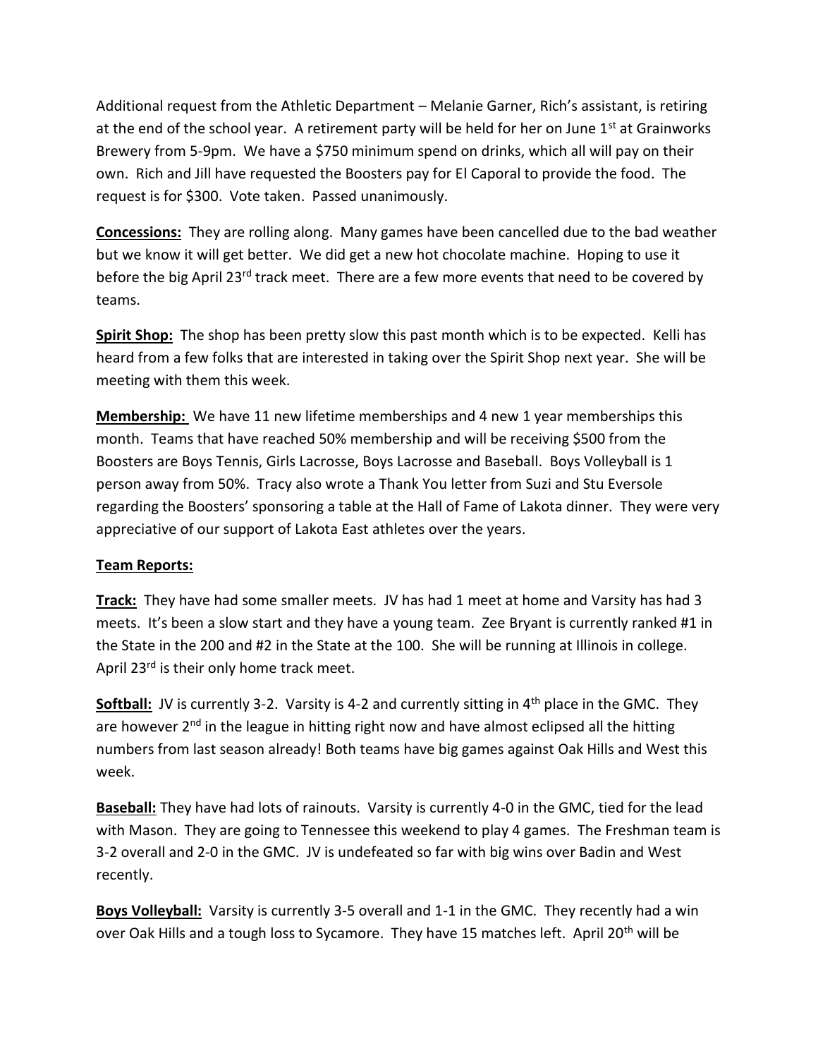Additional request from the Athletic Department – Melanie Garner, Rich's assistant, is retiring at the end of the school year. A retirement party will be held for her on June 1st at Grainworks Brewery from 5-9pm. We have a $750 minimum spend on drinks, which all will pay on their own. Rich and Jill have requested the Boosters pay for El Caporal to provide the food. The request is for $300. Vote taken. Passed unanimously.

**Concessions:** They are rolling along. Many games have been cancelled due to the bad weather but we know it will get better. We did get a new hot chocolate machine. Hoping to use it before the big April 23rd track meet. There are a few more events that need to be covered by teams.

**Spirit Shop:** The shop has been pretty slow this past month which is to be expected. Kelli has heard from a few folks that are interested in taking over the Spirit Shop next year. She will be meeting with them this week.

**Membership:** We have 11 new lifetime memberships and 4 new 1 year memberships this month. Teams that have reached 50% membership and will be receiving $500 from the Boosters are Boys Tennis, Girls Lacrosse, Boys Lacrosse and Baseball. Boys Volleyball is 1 person away from 50%. Tracy also wrote a Thank You letter from Suzi and Stu Eversole regarding the Boosters' sponsoring a table at the Hall of Fame of Lakota dinner. They were very appreciative of our support of Lakota East athletes over the years.

**Team Reports:**

**Track:** They have had some smaller meets. JV has had 1 meet at home and Varsity has had 3 meets. It's been a slow start and they have a young team. Zee Bryant is currently ranked #1 in the State in the 200 and #2 in the State at the 100. She will be running at Illinois in college. April 23rd is their only home track meet.

**Softball:** JV is currently 3-2. Varsity is 4-2 and currently sitting in 4th place in the GMC. They are however 2nd in the league in hitting right now and have almost eclipsed all the hitting numbers from last season already! Both teams have big games against Oak Hills and West this week.

**Baseball:** They have had lots of rainouts. Varsity is currently 4-0 in the GMC, tied for the lead with Mason. They are going to Tennessee this weekend to play 4 games. The Freshman team is 3-2 overall and 2-0 in the GMC. JV is undefeated so far with big wins over Badin and West recently.

**Boys Volleyball:** Varsity is currently 3-5 overall and 1-1 in the GMC. They recently had a win over Oak Hills and a tough loss to Sycamore. They have 15 matches left. April 20th will be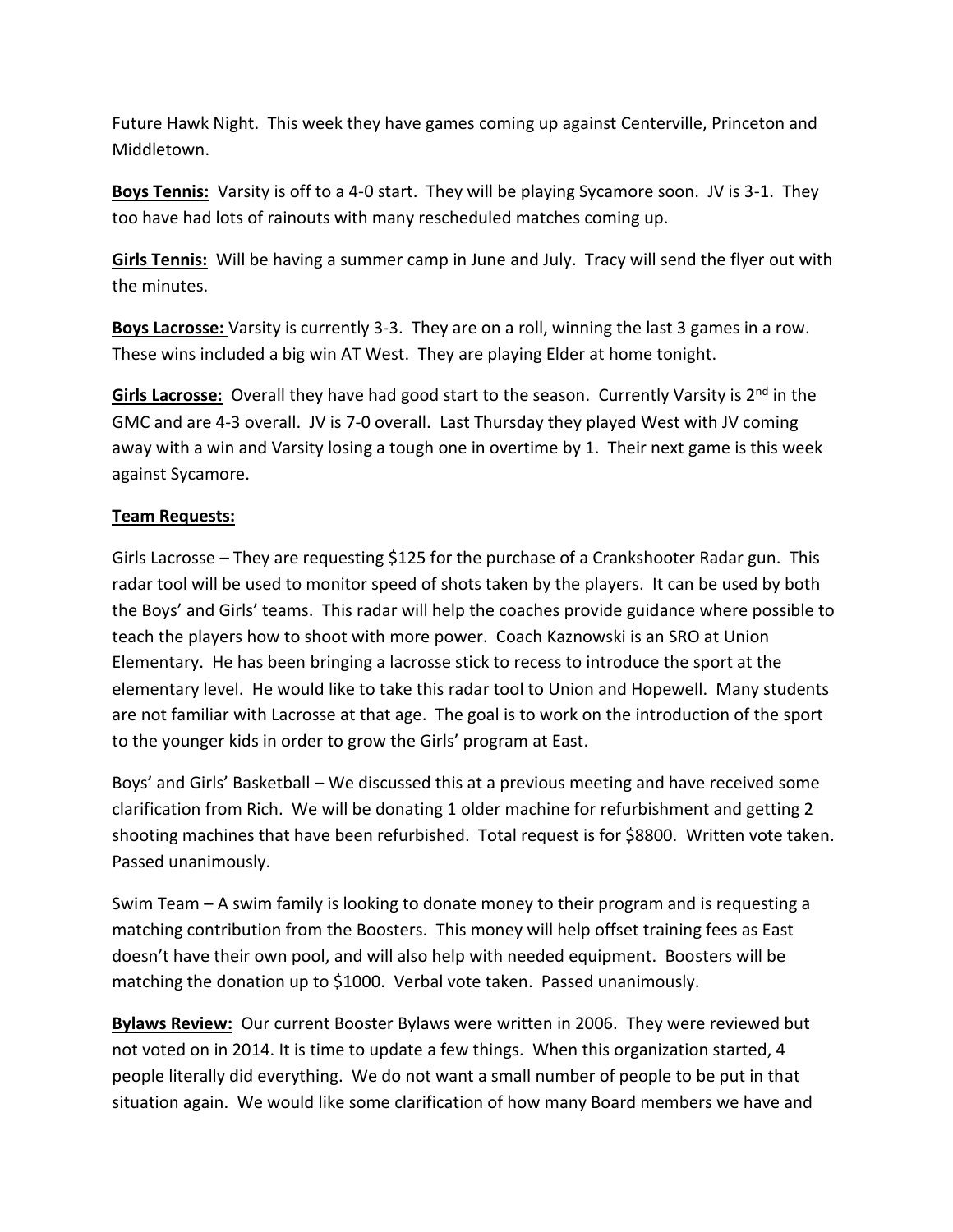Future Hawk Night. This week they have games coming up against Centerville, Princeton and Middletown.

**Boys Tennis:** Varsity is off to a 4-0 start. They will be playing Sycamore soon. JV is 3-1. They too have had lots of rainouts with many rescheduled matches coming up.

**Girls Tennis:** Will be having a summer camp in June and July. Tracy will send the flyer out with the minutes.

**Boys Lacrosse:** Varsity is currently 3-3. They are on a roll, winning the last 3 games in a row. These wins included a big win AT West. They are playing Elder at home tonight.

**Girls Lacrosse:** Overall they have had good start to the season. Currently Varsity is 2nd in the GMC and are 4-3 overall. JV is 7-0 overall. Last Thursday they played West with JV coming away with a win and Varsity losing a tough one in overtime by 1. Their next game is this week against Sycamore.

**Team Requests:**

Girls Lacrosse – They are requesting $125 for the purchase of a Crankshooter Radar gun. This radar tool will be used to monitor speed of shots taken by the players. It can be used by both the Boys' and Girls' teams. This radar will help the coaches provide guidance where possible to teach the players how to shoot with more power. Coach Kaznowski is an SRO at Union Elementary. He has been bringing a lacrosse stick to recess to introduce the sport at the elementary level. He would like to take this radar tool to Union and Hopewell. Many students are not familiar with Lacrosse at that age. The goal is to work on the introduction of the sport to the younger kids in order to grow the Girls' program at East.

Boys' and Girls' Basketball – We discussed this at a previous meeting and have received some clarification from Rich. We will be donating 1 older machine for refurbishment and getting 2 shooting machines that have been refurbished. Total request is for $8800. Written vote taken. Passed unanimously.

Swim Team – A swim family is looking to donate money to their program and is requesting a matching contribution from the Boosters. This money will help offset training fees as East doesn't have their own pool, and will also help with needed equipment. Boosters will be matching the donation up to $1000. Verbal vote taken. Passed unanimously.

**Bylaws Review:** Our current Booster Bylaws were written in 2006. They were reviewed but not voted on in 2014. It is time to update a few things. When this organization started, 4 people literally did everything. We do not want a small number of people to be put in that situation again. We would like some clarification of how many Board members we have and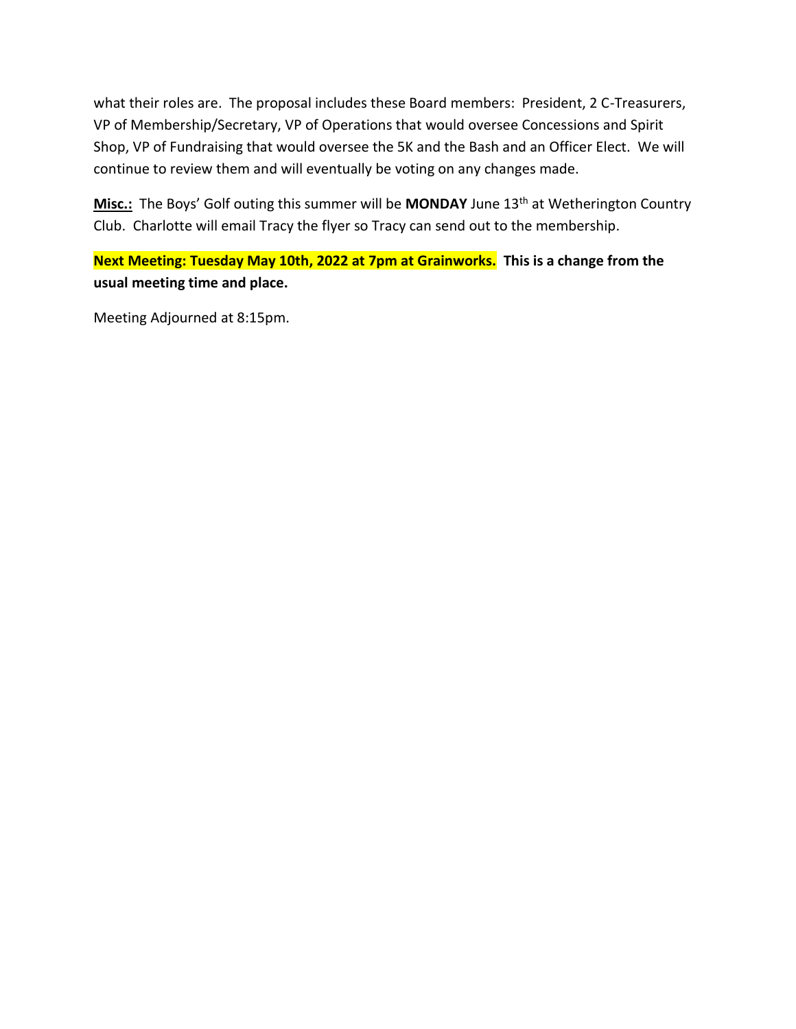what their roles are. The proposal includes these Board members: President, 2 C-Treasurers, VP of Membership/Secretary, VP of Operations that would oversee Concessions and Spirit Shop, VP of Fundraising that would oversee the 5K and the Bash and an Officer Elect. We will continue to review them and will eventually be voting on any changes made.

**Misc.:** The Boys' Golf outing this summer will be **MONDAY** June 13th at Wetherington Country Club. Charlotte will email Tracy the flyer so Tracy can send out to the membership.

**Next Meeting: Tuesday May 10th, 2022 at 7pm at Grainworks. This is a change from the usual meeting time and place.**

Meeting Adjourned at 8:15pm.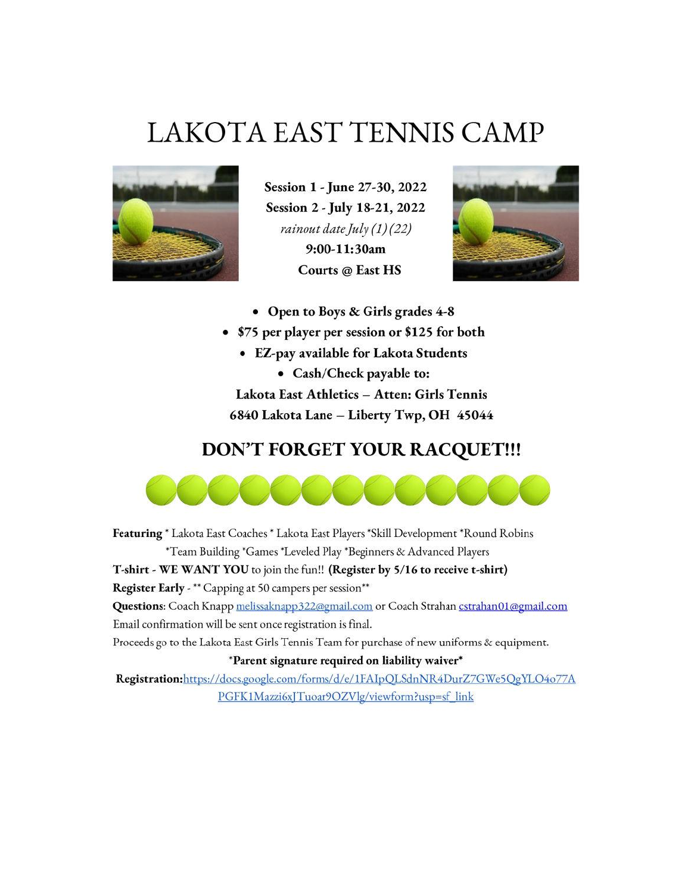# LAKOTA EAST TENNIS CAMP

**Session 1 - June 27-30, 2022**
**Session 2 - July 18-21, 2022**
*rainout date July (1) (22)*
**9:00-11:30am**
**Courts @ East HS**

- **Open to Boys & Girls grades 4-8**
- **$75 per player per session or $125 for both**
- **EZ-pay available for Lakota Students**
- **Cash/Check payable to:**

**Lakota East Athletics – Atten: Girls Tennis**
**6840 Lakota Lane – Liberty Twp, OH 45044**

## DON'T FORGET YOUR RACQUET!!!

**Featuring** * Lakota East Coaches * Lakota East Players *Skill Development *Round Robins *Team Building *Games *Leveled Play *Beginners & Advanced Players

**T-shirt - WE WANT YOU** to join the fun!! **(Register by 5/16 to receive t-shirt)**

**Register Early** - ** Capping at 50 campers per session**

**Questions**: Coach Knapp melissaknapp322@gmail.com or Coach Strahan cstrahan01@gmail.com

Email confirmation will be sent once registration is final.

Proceeds go to the Lakota East Girls Tennis Team for purchase of new uniforms & equipment.

**\*Parent signature required on liability waiver\***

**Registration:**https://docs.google.com/forms/d/e/1FAIpQLSdnNR4DurZ7GWe5QgYLO4o77APGFK1Mazzi6xJTuoar9OZVlg/viewform?usp=sf_link